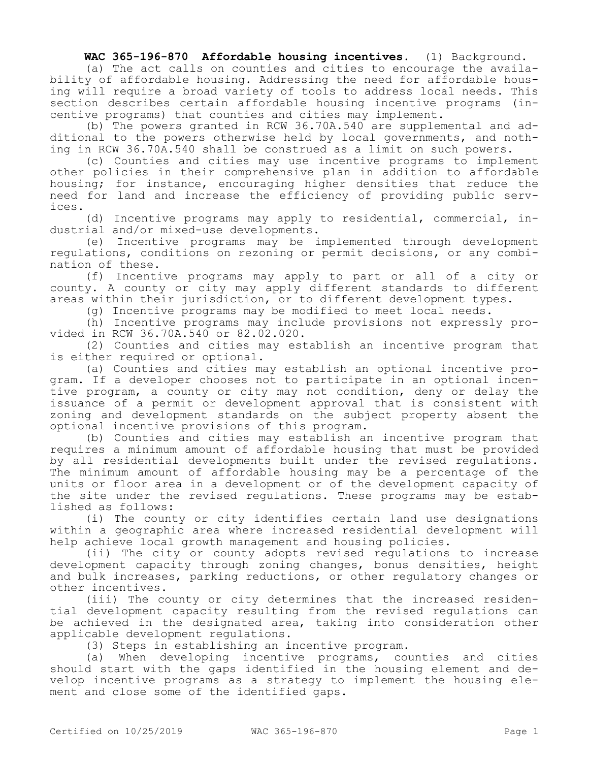**WAC 365-196-870 Affordable housing incentives.** (1) Background.

(a) The act calls on counties and cities to encourage the availability of affordable housing. Addressing the need for affordable housing will require a broad variety of tools to address local needs. This section describes certain affordable housing incentive programs (incentive programs) that counties and cities may implement.

(b) The powers granted in RCW 36.70A.540 are supplemental and additional to the powers otherwise held by local governments, and nothing in RCW 36.70A.540 shall be construed as a limit on such powers.

(c) Counties and cities may use incentive programs to implement other policies in their comprehensive plan in addition to affordable housing; for instance, encouraging higher densities that reduce the need for land and increase the efficiency of providing public services.

(d) Incentive programs may apply to residential, commercial, industrial and/or mixed-use developments.

(e) Incentive programs may be implemented through development regulations, conditions on rezoning or permit decisions, or any combination of these.

(f) Incentive programs may apply to part or all of a city or county. A county or city may apply different standards to different areas within their jurisdiction, or to different development types.

(g) Incentive programs may be modified to meet local needs.

(h) Incentive programs may include provisions not expressly provided in RCW 36.70A.540 or 82.02.020.

(2) Counties and cities may establish an incentive program that is either required or optional.

(a) Counties and cities may establish an optional incentive program. If a developer chooses not to participate in an optional incentive program, a county or city may not condition, deny or delay the issuance of a permit or development approval that is consistent with zoning and development standards on the subject property absent the optional incentive provisions of this program.

(b) Counties and cities may establish an incentive program that requires a minimum amount of affordable housing that must be provided by all residential developments built under the revised regulations. The minimum amount of affordable housing may be a percentage of the units or floor area in a development or of the development capacity of the site under the revised regulations. These programs may be established as follows:

(i) The county or city identifies certain land use designations within a geographic area where increased residential development will help achieve local growth management and housing policies.

(ii) The city or county adopts revised regulations to increase development capacity through zoning changes, bonus densities, height and bulk increases, parking reductions, or other regulatory changes or other incentives.

(iii) The county or city determines that the increased residential development capacity resulting from the revised regulations can be achieved in the designated area, taking into consideration other applicable development regulations.

(3) Steps in establishing an incentive program.

(a) When developing incentive programs, counties and cities should start with the gaps identified in the housing element and develop incentive programs as a strategy to implement the housing element and close some of the identified gaps.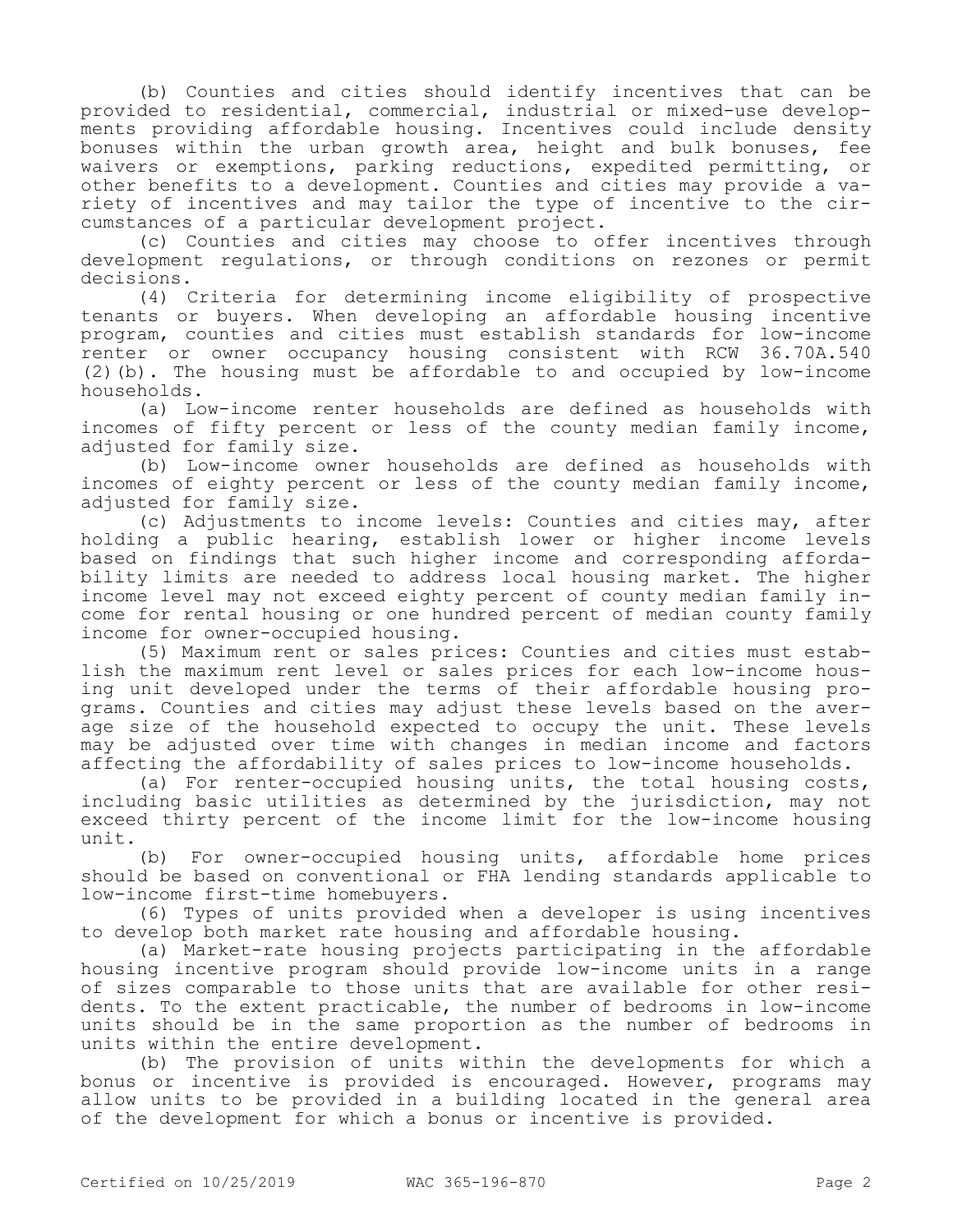(b) Counties and cities should identify incentives that can be provided to residential, commercial, industrial or mixed-use developments providing affordable housing. Incentives could include density bonuses within the urban growth area, height and bulk bonuses, fee waivers or exemptions, parking reductions, expedited permitting, or other benefits to a development. Counties and cities may provide a variety of incentives and may tailor the type of incentive to the circumstances of a particular development project.

(c) Counties and cities may choose to offer incentives through development regulations, or through conditions on rezones or permit decisions.

(4) Criteria for determining income eligibility of prospective tenants or buyers. When developing an affordable housing incentive program, counties and cities must establish standards for low-income renter or owner occupancy housing consistent with RCW 36.70A.540 (2)(b). The housing must be affordable to and occupied by low-income households.

(a) Low-income renter households are defined as households with incomes of fifty percent or less of the county median family income, adjusted for family size.

(b) Low-income owner households are defined as households with incomes of eighty percent or less of the county median family income, adjusted for family size.

(c) Adjustments to income levels: Counties and cities may, after holding a public hearing, establish lower or higher income levels based on findings that such higher income and corresponding affordability limits are needed to address local housing market. The higher income level may not exceed eighty percent of county median family income for rental housing or one hundred percent of median county family income for owner-occupied housing.

(5) Maximum rent or sales prices: Counties and cities must establish the maximum rent level or sales prices for each low-income housing unit developed under the terms of their affordable housing programs. Counties and cities may adjust these levels based on the average size of the household expected to occupy the unit. These levels may be adjusted over time with changes in median income and factors affecting the affordability of sales prices to low-income households.

(a) For renter-occupied housing units, the total housing costs, including basic utilities as determined by the jurisdiction, may not exceed thirty percent of the income limit for the low-income housing unit.

(b) For owner-occupied housing units, affordable home prices should be based on conventional or FHA lending standards applicable to low-income first-time homebuyers.

(6) Types of units provided when a developer is using incentives to develop both market rate housing and affordable housing.

(a) Market-rate housing projects participating in the affordable housing incentive program should provide low-income units in a range of sizes comparable to those units that are available for other residents. To the extent practicable, the number of bedrooms in low-income units should be in the same proportion as the number of bedrooms in units within the entire development.

(b) The provision of units within the developments for which a bonus or incentive is provided is encouraged. However, programs may allow units to be provided in a building located in the general area of the development for which a bonus or incentive is provided.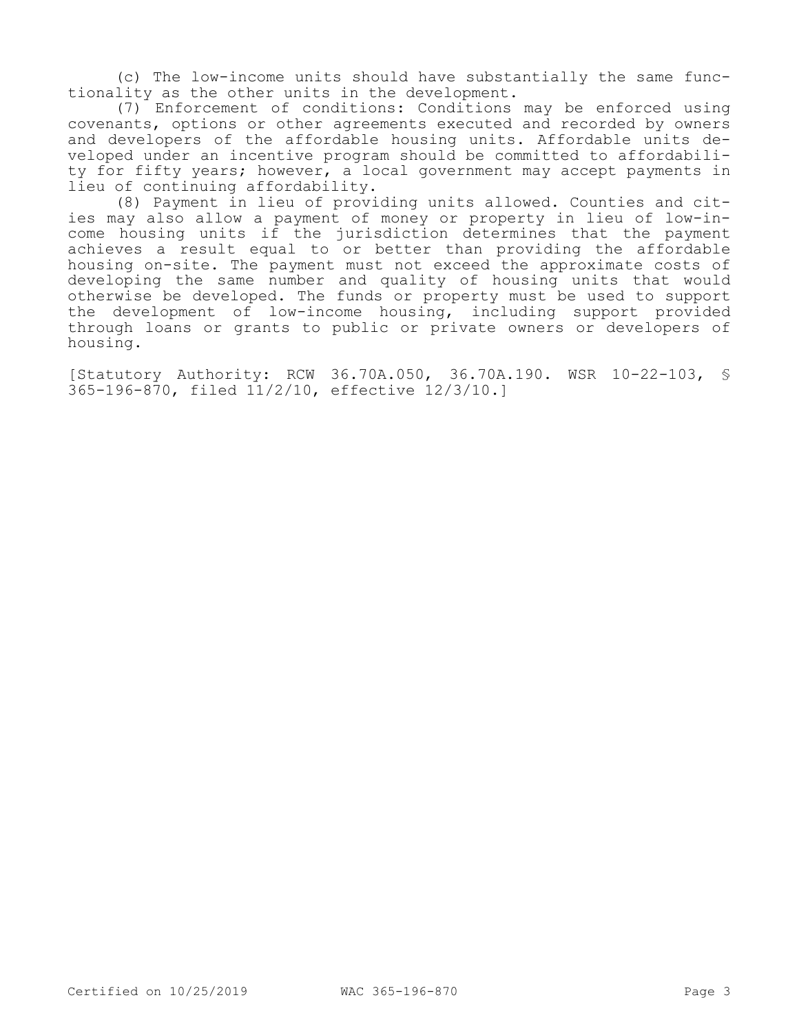(c) The low-income units should have substantially the same functionality as the other units in the development.

(7) Enforcement of conditions: Conditions may be enforced using covenants, options or other agreements executed and recorded by owners and developers of the affordable housing units. Affordable units developed under an incentive program should be committed to affordability for fifty years; however, a local government may accept payments in lieu of continuing affordability.

(8) Payment in lieu of providing units allowed. Counties and cities may also allow a payment of money or property in lieu of low-income housing units if the jurisdiction determines that the payment achieves a result equal to or better than providing the affordable housing on-site. The payment must not exceed the approximate costs of developing the same number and quality of housing units that would otherwise be developed. The funds or property must be used to support the development of low-income housing, including support provided through loans or grants to public or private owners or developers of housing.

[Statutory Authority: RCW 36.70A.050, 36.70A.190. WSR 10-22-103, § 365-196-870, filed 11/2/10, effective 12/3/10.]